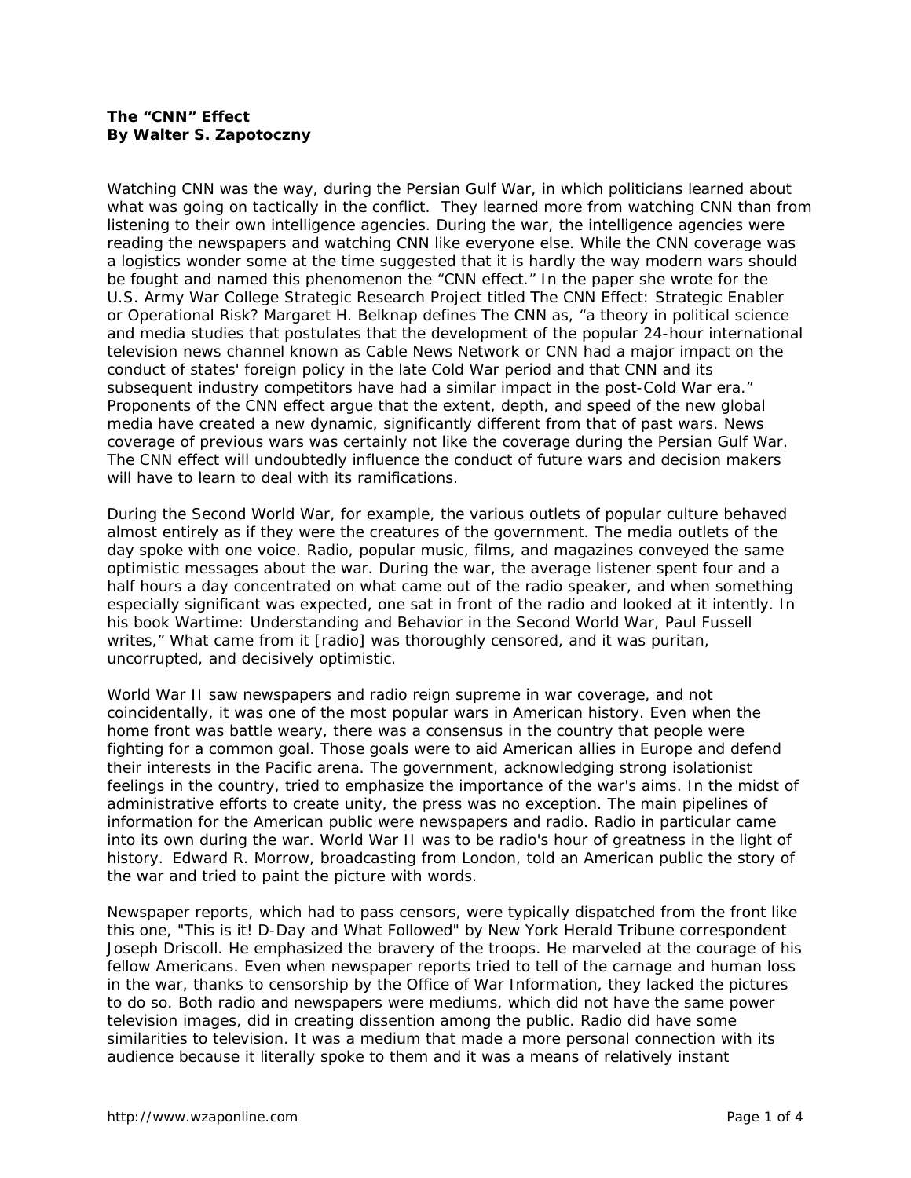**The "CNN" Effect**
**By Walter S. Zapotoczny**

Watching CNN was the way, during the Persian Gulf War, in which politicians learned about what was going on tactically in the conflict. They learned more from watching CNN than from listening to their own intelligence agencies. During the war, the intelligence agencies were reading the newspapers and watching CNN like everyone else. While the CNN coverage was a logistics wonder some at the time suggested that it is hardly the way modern wars should be fought and named this phenomenon the "CNN effect." In the paper she wrote for the U.S. Army War College Strategic Research Project titled The CNN Effect: Strategic Enabler or Operational Risk? Margaret H. Belknap defines The CNN as, "a theory in political science and media studies that postulates that the development of the popular 24-hour international television news channel known as Cable News Network or CNN had a major impact on the conduct of states' foreign policy in the late Cold War period and that CNN and its subsequent industry competitors have had a similar impact in the post-Cold War era." Proponents of the CNN effect argue that the extent, depth, and speed of the new global media have created a new dynamic, significantly different from that of past wars. News coverage of previous wars was certainly not like the coverage during the Persian Gulf War. The CNN effect will undoubtedly influence the conduct of future wars and decision makers will have to learn to deal with its ramifications.

During the Second World War, for example, the various outlets of popular culture behaved almost entirely as if they were the creatures of the government. The media outlets of the day spoke with one voice. Radio, popular music, films, and magazines conveyed the same optimistic messages about the war. During the war, the average listener spent four and a half hours a day concentrated on what came out of the radio speaker, and when something especially significant was expected, one sat in front of the radio and looked at it intently. In his book Wartime: Understanding and Behavior in the Second World War, Paul Fussell writes," What came from it [radio] was thoroughly censored, and it was puritan, uncorrupted, and decisively optimistic.

World War II saw newspapers and radio reign supreme in war coverage, and not coincidentally, it was one of the most popular wars in American history. Even when the home front was battle weary, there was a consensus in the country that people were fighting for a common goal. Those goals were to aid American allies in Europe and defend their interests in the Pacific arena. The government, acknowledging strong isolationist feelings in the country, tried to emphasize the importance of the war's aims. In the midst of administrative efforts to create unity, the press was no exception. The main pipelines of information for the American public were newspapers and radio. Radio in particular came into its own during the war. World War II was to be radio's hour of greatness in the light of history. Edward R. Morrow, broadcasting from London, told an American public the story of the war and tried to paint the picture with words.

Newspaper reports, which had to pass censors, were typically dispatched from the front like this one, "This is it! D-Day and What Followed" by New York Herald Tribune correspondent Joseph Driscoll. He emphasized the bravery of the troops. He marveled at the courage of his fellow Americans. Even when newspaper reports tried to tell of the carnage and human loss in the war, thanks to censorship by the Office of War Information, they lacked the pictures to do so. Both radio and newspapers were mediums, which did not have the same power television images, did in creating dissention among the public. Radio did have some similarities to television. It was a medium that made a more personal connection with its audience because it literally spoke to them and it was a means of relatively instant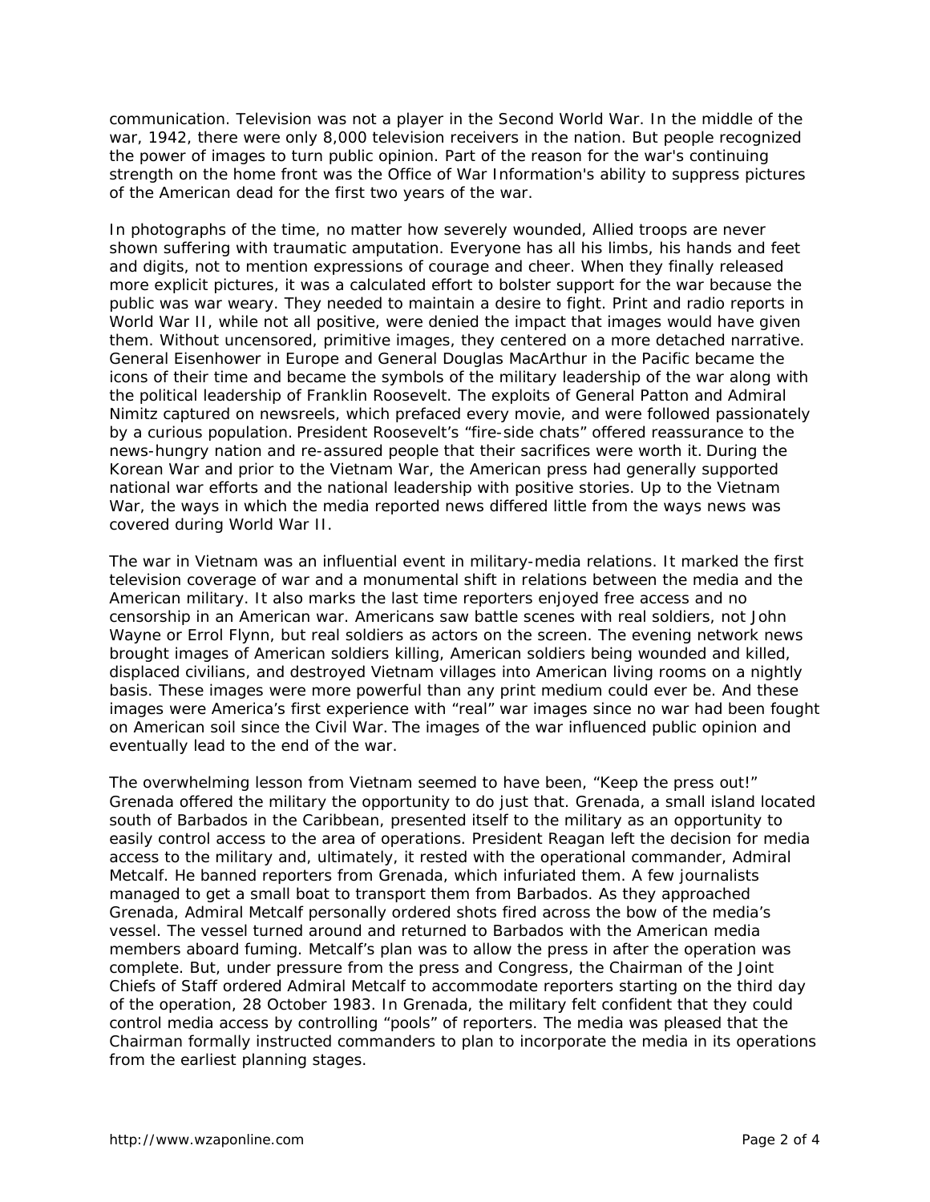communication. Television was not a player in the Second World War. In the middle of the war, 1942, there were only 8,000 television receivers in the nation. But people recognized the power of images to turn public opinion. Part of the reason for the war's continuing strength on the home front was the Office of War Information's ability to suppress pictures of the American dead for the first two years of the war.

In photographs of the time, no matter how severely wounded, Allied troops are never shown suffering with traumatic amputation. Everyone has all his limbs, his hands and feet and digits, not to mention expressions of courage and cheer. When they finally released more explicit pictures, it was a calculated effort to bolster support for the war because the public was war weary. They needed to maintain a desire to fight. Print and radio reports in World War II, while not all positive, were denied the impact that images would have given them. Without uncensored, primitive images, they centered on a more detached narrative. General Eisenhower in Europe and General Douglas MacArthur in the Pacific became the icons of their time and became the symbols of the military leadership of the war along with the political leadership of Franklin Roosevelt. The exploits of General Patton and Admiral Nimitz captured on newsreels, which prefaced every movie, and were followed passionately by a curious population. President Roosevelt's "fire-side chats" offered reassurance to the news-hungry nation and re-assured people that their sacrifices were worth it. During the Korean War and prior to the Vietnam War, the American press had generally supported national war efforts and the national leadership with positive stories. Up to the Vietnam War, the ways in which the media reported news differed little from the ways news was covered during World War II.

The war in Vietnam was an influential event in military-media relations. It marked the first television coverage of war and a monumental shift in relations between the media and the American military. It also marks the last time reporters enjoyed free access and no censorship in an American war. Americans saw battle scenes with real soldiers, not John Wayne or Errol Flynn, but real soldiers as actors on the screen. The evening network news brought images of American soldiers killing, American soldiers being wounded and killed, displaced civilians, and destroyed Vietnam villages into American living rooms on a nightly basis. These images were more powerful than any print medium could ever be. And these images were America's first experience with "real" war images since no war had been fought on American soil since the Civil War. The images of the war influenced public opinion and eventually lead to the end of the war.

The overwhelming lesson from Vietnam seemed to have been, "Keep the press out!" Grenada offered the military the opportunity to do just that. Grenada, a small island located south of Barbados in the Caribbean, presented itself to the military as an opportunity to easily control access to the area of operations. President Reagan left the decision for media access to the military and, ultimately, it rested with the operational commander, Admiral Metcalf. He banned reporters from Grenada, which infuriated them. A few journalists managed to get a small boat to transport them from Barbados. As they approached Grenada, Admiral Metcalf personally ordered shots fired across the bow of the media's vessel. The vessel turned around and returned to Barbados with the American media members aboard fuming. Metcalf's plan was to allow the press in after the operation was complete. But, under pressure from the press and Congress, the Chairman of the Joint Chiefs of Staff ordered Admiral Metcalf to accommodate reporters starting on the third day of the operation, 28 October 1983. In Grenada, the military felt confident that they could control media access by controlling "pools" of reporters. The media was pleased that the Chairman formally instructed commanders to plan to incorporate the media in its operations from the earliest planning stages.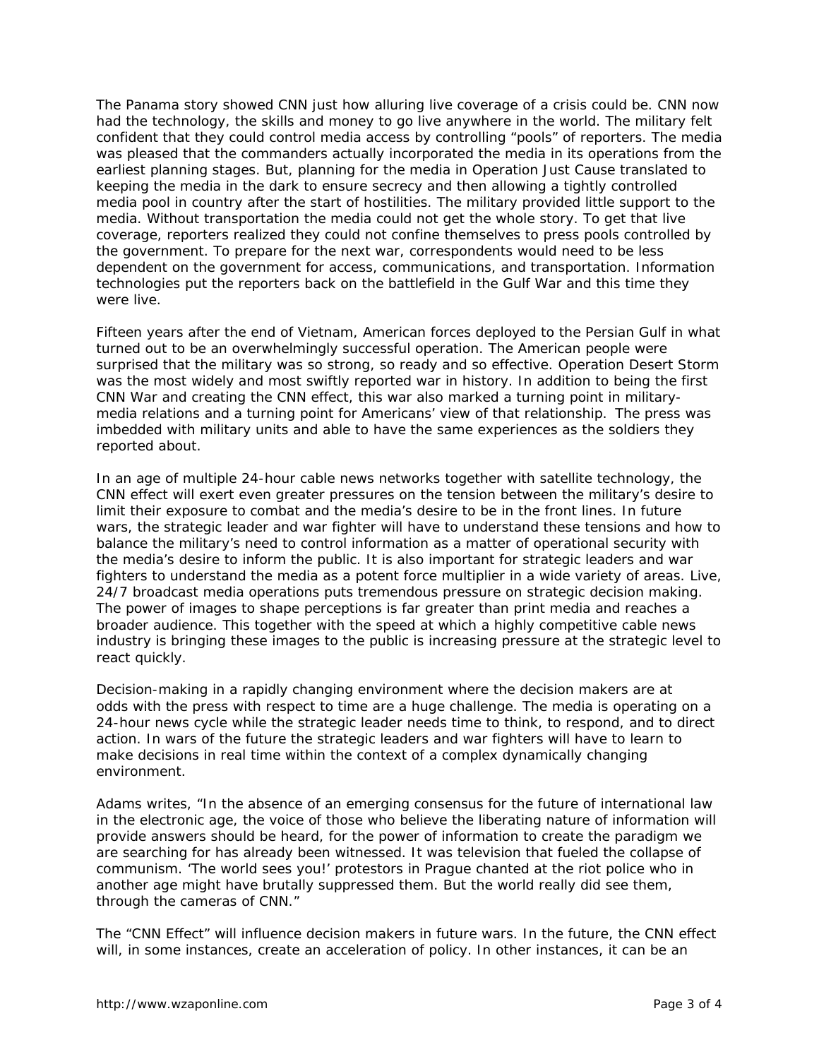The Panama story showed CNN just how alluring live coverage of a crisis could be. CNN now had the technology, the skills and money to go live anywhere in the world. The military felt confident that they could control media access by controlling "pools" of reporters. The media was pleased that the commanders actually incorporated the media in its operations from the earliest planning stages. But, planning for the media in Operation Just Cause translated to keeping the media in the dark to ensure secrecy and then allowing a tightly controlled media pool in country after the start of hostilities. The military provided little support to the media. Without transportation the media could not get the whole story. To get that live coverage, reporters realized they could not confine themselves to press pools controlled by the government. To prepare for the next war, correspondents would need to be less dependent on the government for access, communications, and transportation. Information technologies put the reporters back on the battlefield in the Gulf War and this time they were live.

Fifteen years after the end of Vietnam, American forces deployed to the Persian Gulf in what turned out to be an overwhelmingly successful operation. The American people were surprised that the military was so strong, so ready and so effective. Operation Desert Storm was the most widely and most swiftly reported war in history. In addition to being the first CNN War and creating the CNN effect, this war also marked a turning point in military-media relations and a turning point for Americans' view of that relationship. The press was imbedded with military units and able to have the same experiences as the soldiers they reported about.

In an age of multiple 24-hour cable news networks together with satellite technology, the CNN effect will exert even greater pressures on the tension between the military's desire to limit their exposure to combat and the media's desire to be in the front lines. In future wars, the strategic leader and war fighter will have to understand these tensions and how to balance the military's need to control information as a matter of operational security with the media's desire to inform the public. It is also important for strategic leaders and war fighters to understand the media as a potent force multiplier in a wide variety of areas. Live, 24/7 broadcast media operations puts tremendous pressure on strategic decision making. The power of images to shape perceptions is far greater than print media and reaches a broader audience. This together with the speed at which a highly competitive cable news industry is bringing these images to the public is increasing pressure at the strategic level to react quickly.

Decision-making in a rapidly changing environment where the decision makers are at odds with the press with respect to time are a huge challenge. The media is operating on a 24-hour news cycle while the strategic leader needs time to think, to respond, and to direct action. In wars of the future the strategic leaders and war fighters will have to learn to make decisions in real time within the context of a complex dynamically changing environment.

Adams writes, "In the absence of an emerging consensus for the future of international law in the electronic age, the voice of those who believe the liberating nature of information will provide answers should be heard, for the power of information to create the paradigm we are searching for has already been witnessed. It was television that fueled the collapse of communism. 'The world sees you!' protestors in Prague chanted at the riot police who in another age might have brutally suppressed them. But the world really did see them, through the cameras of CNN."

The "CNN Effect" will influence decision makers in future wars. In the future, the CNN effect will, in some instances, create an acceleration of policy. In other instances, it can be an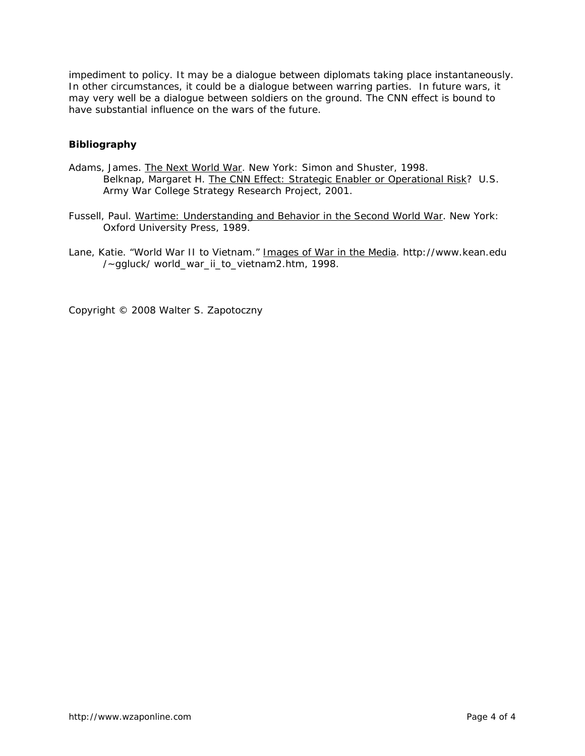impediment to policy. It may be a dialogue between diplomats taking place instantaneously. In other circumstances, it could be a dialogue between warring parties. In future wars, it may very well be a dialogue between soldiers on the ground. The CNN effect is bound to have substantial influence on the wars of the future.

**Bibliography**

Adams, James. The Next World War. New York: Simon and Shuster, 1998. Belknap, Margaret H. The CNN Effect: Strategic Enabler or Operational Risk? U.S. Army War College Strategy Research Project, 2001.

Fussell, Paul. Wartime: Understanding and Behavior in the Second World War. New York: Oxford University Press, 1989.

Lane, Katie. "World War II to Vietnam." Images of War in the Media. http://www.kean.edu /~ggluck/ world_war_ii_to_vietnam2.htm, 1998.

Copyright © 2008 Walter S. Zapotoczny